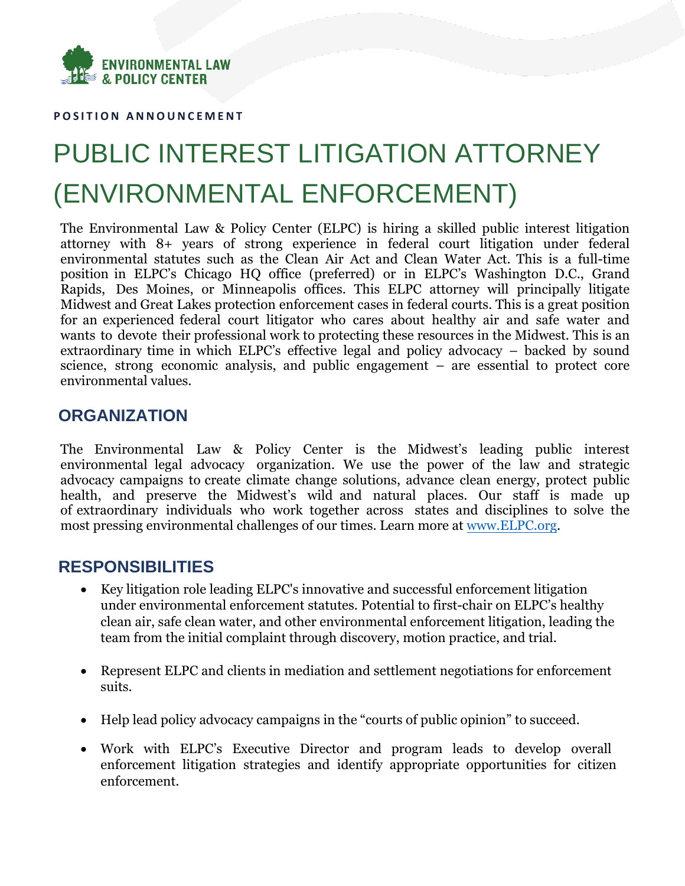ENVIRONMENTAL LAW & POLICY CENTER

**POSITION ANNOUNCEMENT**

# PUBLIC INTEREST LITIGATION ATTORNEY (ENVIRONMENTAL ENFORCEMENT)

The Environmental Law & Policy Center (ELPC) is hiring a skilled public interest litigation attorney with 8+ years of strong experience in federal court litigation under federal environmental statutes such as the Clean Air Act and Clean Water Act. This is a full-time position in ELPC's Chicago HQ office (preferred) or in ELPC's Washington D.C., Grand Rapids, Des Moines, or Minneapolis offices. This ELPC attorney will principally litigate Midwest and Great Lakes protection enforcement cases in federal courts. This is a great position for an experienced federal court litigator who cares about healthy air and safe water and wants to devote their professional work to protecting these resources in the Midwest. This is an extraordinary time in which ELPC's effective legal and policy advocacy – backed by sound science, strong economic analysis, and public engagement – are essential to protect core environmental values.

## ORGANIZATION

The Environmental Law & Policy Center is the Midwest's leading public interest environmental legal advocacy organization. We use the power of the law and strategic advocacy campaigns to create climate change solutions, advance clean energy, protect public health, and preserve the Midwest's wild and natural places. Our staff is made up of extraordinary individuals who work together across states and disciplines to solve the most pressing environmental challenges of our times. Learn more at [www.ELPC.org](http://www.ELPC.org).

## RESPONSIBILITIES

- Key litigation role leading ELPC's innovative and successful enforcement litigation under environmental enforcement statutes. Potential to first-chair on ELPC's healthy clean air, safe clean water, and other environmental enforcement litigation, leading the team from the initial complaint through discovery, motion practice, and trial.

- Represent ELPC and clients in mediation and settlement negotiations for enforcement suits.

- Help lead policy advocacy campaigns in the "courts of public opinion" to succeed.

- Work with ELPC's Executive Director and program leads to develop overall enforcement litigation strategies and identify appropriate opportunities for citizen enforcement.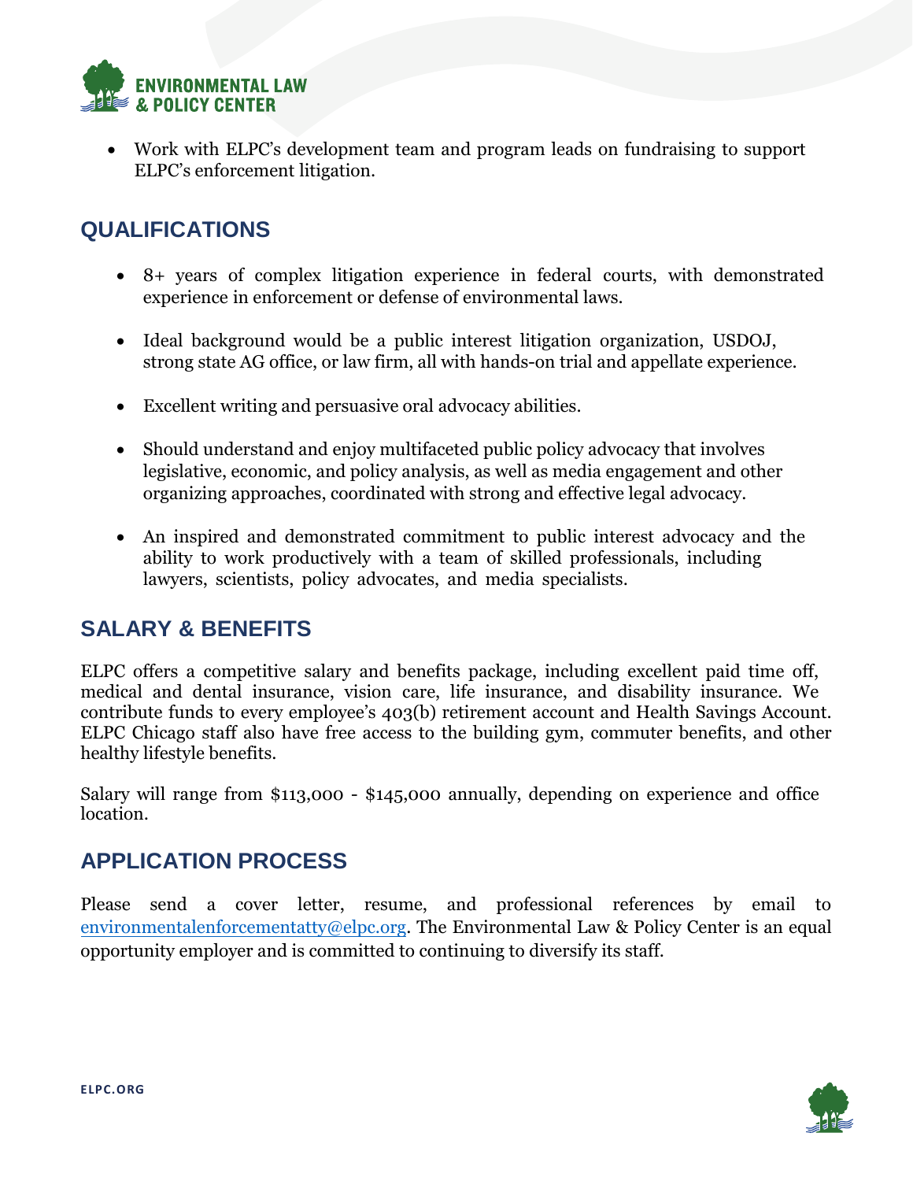- Work with ELPC's development team and program leads on fundraising to support ELPC's enforcement litigation.

## QUALIFICATIONS

- 8+ years of complex litigation experience in federal courts, with demonstrated experience in enforcement or defense of environmental laws.
- Ideal background would be a public interest litigation organization, USDOJ, strong state AG office, or law firm, all with hands-on trial and appellate experience.
- Excellent writing and persuasive oral advocacy abilities.
- Should understand and enjoy multifaceted public policy advocacy that involves legislative, economic, and policy analysis, as well as media engagement and other organizing approaches, coordinated with strong and effective legal advocacy.
- An inspired and demonstrated commitment to public interest advocacy and the ability to work productively with a team of skilled professionals, including lawyers, scientists, policy advocates, and media specialists.

## SALARY & BENEFITS

ELPC offers a competitive salary and benefits package, including excellent paid time off, medical and dental insurance, vision care, life insurance, and disability insurance. We contribute funds to every employee's 403(b) retirement account and Health Savings Account. ELPC Chicago staff also have free access to the building gym, commuter benefits, and other healthy lifestyle benefits.

Salary will range from $113,000 - $145,000 annually, depending on experience and office location.

## APPLICATION PROCESS

Please send a cover letter, resume, and professional references by email to environmentalenforcementatty@elpc.org. The Environmental Law & Policy Center is an equal opportunity employer and is committed to continuing to diversify its staff.